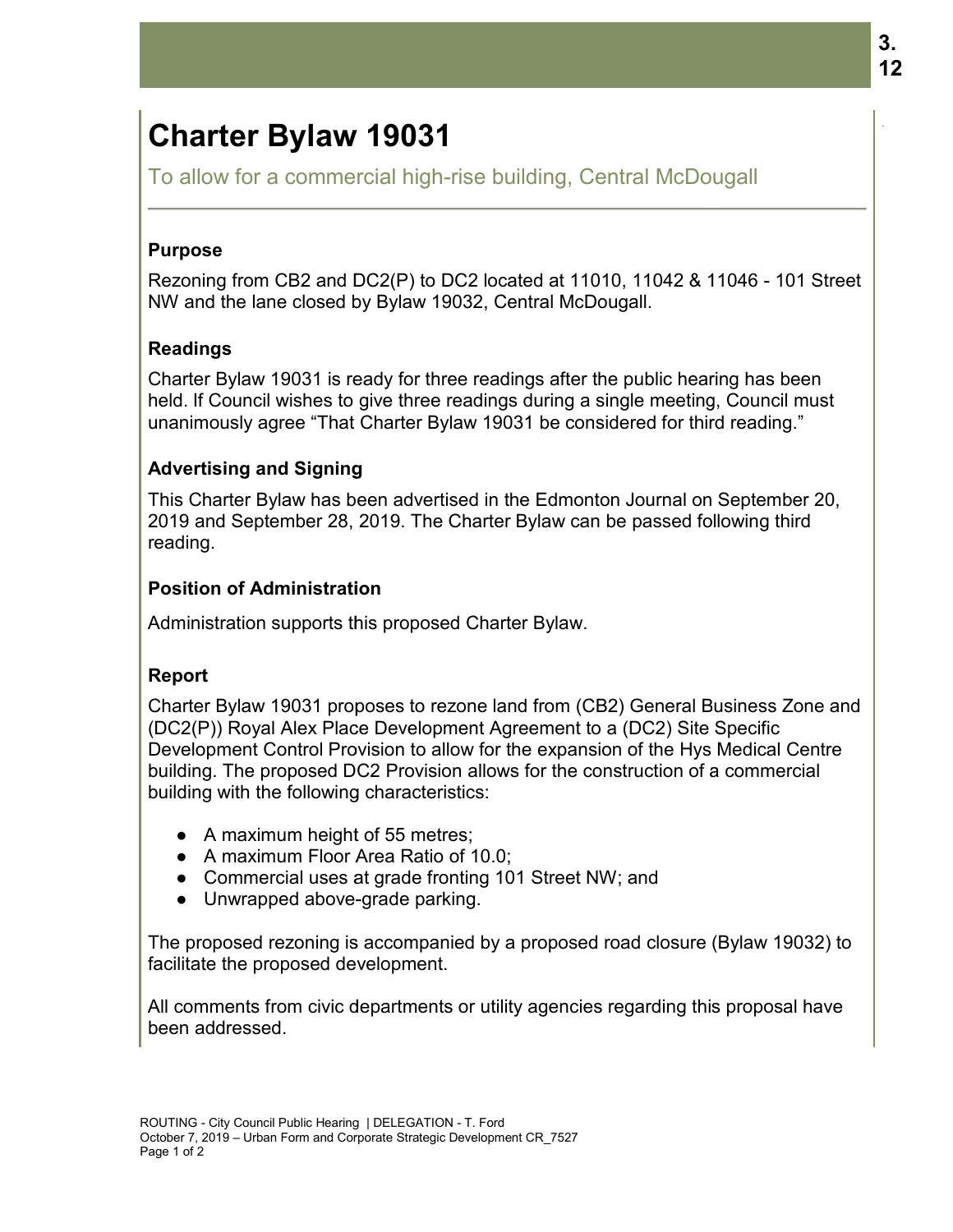# Charter Bylaw 19031

To allow for a commercial high-rise building, Central McDougall

### Purpose

Rezoning from CB2 and DC2(P) to DC2 located at 11010, 11042 & 11046 - 101 Street NW and the lane closed by Bylaw 19032, Central McDougall.

### Readings

Charter Bylaw 19031 is ready for three readings after the public hearing has been held. If Council wishes to give three readings during a single meeting, Council must unanimously agree "That Charter Bylaw 19031 be considered for third reading."

### Advertising and Signing

This Charter Bylaw has been advertised in the Edmonton Journal on September 20, 2019 and September 28, 2019. The Charter Bylaw can be passed following third reading.

### Position of Administration

Administration supports this proposed Charter Bylaw.

### Report

Charter Bylaw 19031 proposes to rezone land from (CB2) General Business Zone and (DC2(P)) Royal Alex Place Development Agreement to a (DC2) Site Specific Development Control Provision to allow for the expansion of the Hys Medical Centre building. The proposed DC2 Provision allows for the construction of a commercial building with the following characteristics:

- A maximum height of 55 metres;
- A maximum Floor Area Ratio of 10.0;
- Commercial uses at grade fronting 101 Street NW; and
- Unwrapped above-grade parking.

The proposed rezoning is accompanied by a proposed road closure (Bylaw 19032) to facilitate the proposed development.

All comments from civic departments or utility agencies regarding this proposal have been addressed.

ROUTING - City Council Public Hearing | DELEGATION - T. Ford
October 7, 2019 – Urban Form and Corporate Strategic Development CR_7527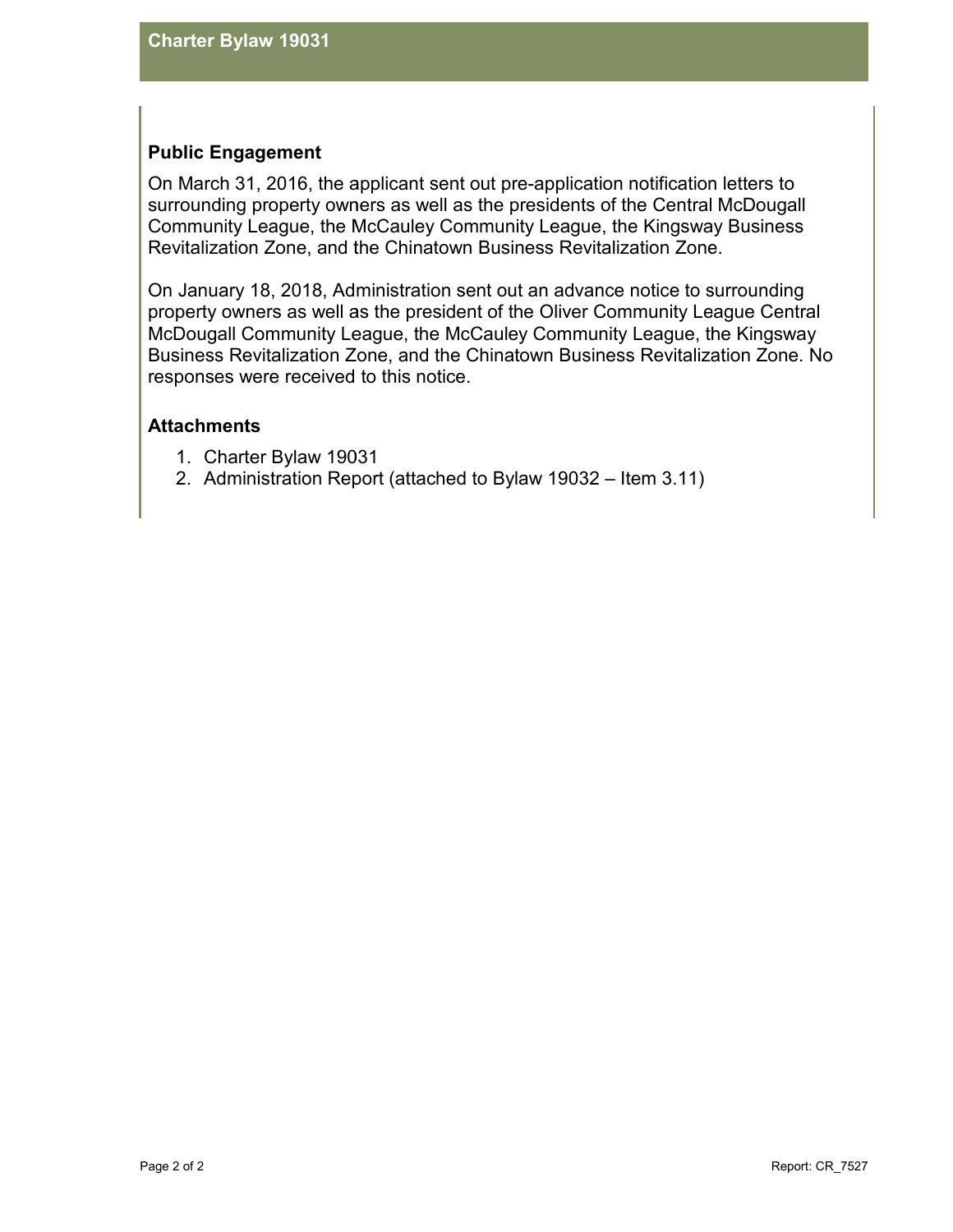## Public Engagement

On March 31, 2016, the applicant sent out pre-application notification letters to surrounding property owners as well as the presidents of the Central McDougall Community League, the McCauley Community League, the Kingsway Business Revitalization Zone, and the Chinatown Business Revitalization Zone.

On January 18, 2018, Administration sent out an advance notice to surrounding property owners as well as the president of the Oliver Community League Central McDougall Community League, the McCauley Community League, the Kingsway Business Revitalization Zone, and the Chinatown Business Revitalization Zone. No responses were received to this notice.

## Attachments

1. Charter Bylaw 19031
2. Administration Report (attached to Bylaw 19032 – Item 3.11)